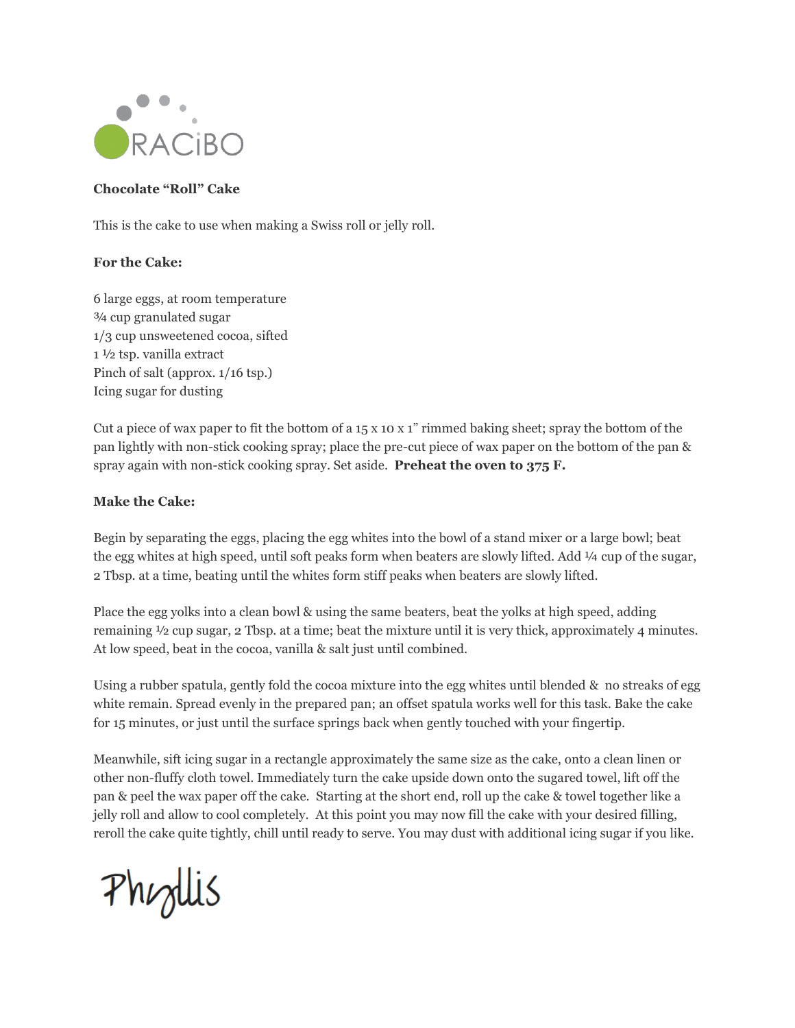ORACiBO

**Chocolate "Roll" Cake**

This is the cake to use when making a Swiss roll or jelly roll.

**For the Cake:**

6 large eggs, at room temperature
¾ cup granulated sugar
1/3 cup unsweetened cocoa, sifted
1 ½ tsp. vanilla extract
Pinch of salt (approx. 1/16 tsp.)
Icing sugar for dusting

Cut a piece of wax paper to fit the bottom of a 15 x 10 x 1" rimmed baking sheet; spray the bottom of the pan lightly with non-stick cooking spray; place the pre-cut piece of wax paper on the bottom of the pan & spray again with non-stick cooking spray. Set aside. **Preheat the oven to 375 F.**

**Make the Cake:**

Begin by separating the eggs, placing the egg whites into the bowl of a stand mixer or a large bowl; beat the egg whites at high speed, until soft peaks form when beaters are slowly lifted. Add ¼ cup of the sugar, 2 Tbsp. at a time, beating until the whites form stiff peaks when beaters are slowly lifted.

Place the egg yolks into a clean bowl & using the same beaters, beat the yolks at high speed, adding remaining ½ cup sugar, 2 Tbsp. at a time; beat the mixture until it is very thick, approximately 4 minutes. At low speed, beat in the cocoa, vanilla & salt just until combined.

Using a rubber spatula, gently fold the cocoa mixture into the egg whites until blended & no streaks of egg white remain. Spread evenly in the prepared pan; an offset spatula works well for this task. Bake the cake for 15 minutes, or just until the surface springs back when gently touched with your fingertip.

Meanwhile, sift icing sugar in a rectangle approximately the same size as the cake, onto a clean linen or other non-fluffy cloth towel. Immediately turn the cake upside down onto the sugared towel, lift off the pan & peel the wax paper off the cake. Starting at the short end, roll up the cake & towel together like a jelly roll and allow to cool completely. At this point you may now fill the cake with your desired filling, reroll the cake quite tightly, chill until ready to serve. You may dust with additional icing sugar if you like.

Phyllis